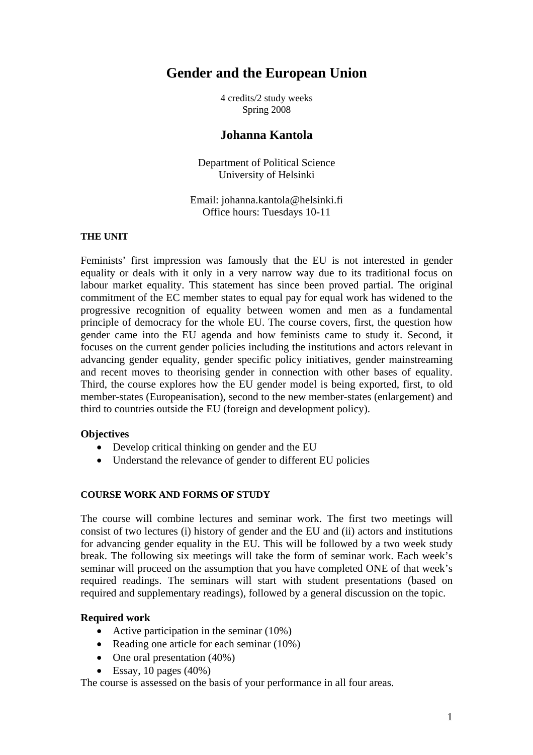# Gender and the European Union

4 credits/2 study weeks
Spring 2008

## Johanna Kantola

Department of Political Science
University of Helsinki

Email: johanna.kantola@helsinki.fi
Office hours: Tuesdays 10-11

### THE UNIT

Feminists' first impression was famously that the EU is not interested in gender equality or deals with it only in a very narrow way due to its traditional focus on labour market equality. This statement has since been proved partial. The original commitment of the EC member states to equal pay for equal work has widened to the progressive recognition of equality between women and men as a fundamental principle of democracy for the whole EU. The course covers, first, the question how gender came into the EU agenda and how feminists came to study it. Second, it focuses on the current gender policies including the institutions and actors relevant in advancing gender equality, gender specific policy initiatives, gender mainstreaming and recent moves to theorising gender in connection with other bases of equality. Third, the course explores how the EU gender model is being exported, first, to old member-states (Europeanisation), second to the new member-states (enlargement) and third to countries outside the EU (foreign and development policy).

**Objectives**

- Develop critical thinking on gender and the EU
- Understand the relevance of gender to different EU policies

### COURSE WORK AND FORMS OF STUDY

The course will combine lectures and seminar work. The first two meetings will consist of two lectures (i) history of gender and the EU and (ii) actors and institutions for advancing gender equality in the EU. This will be followed by a two week study break. The following six meetings will take the form of seminar work. Each week's seminar will proceed on the assumption that you have completed ONE of that week's required readings. The seminars will start with student presentations (based on required and supplementary readings), followed by a general discussion on the topic.

**Required work**

- Active participation in the seminar (10%)
- Reading one article for each seminar (10%)
- One oral presentation (40%)
- Essay, 10 pages (40%)

The course is assessed on the basis of your performance in all four areas.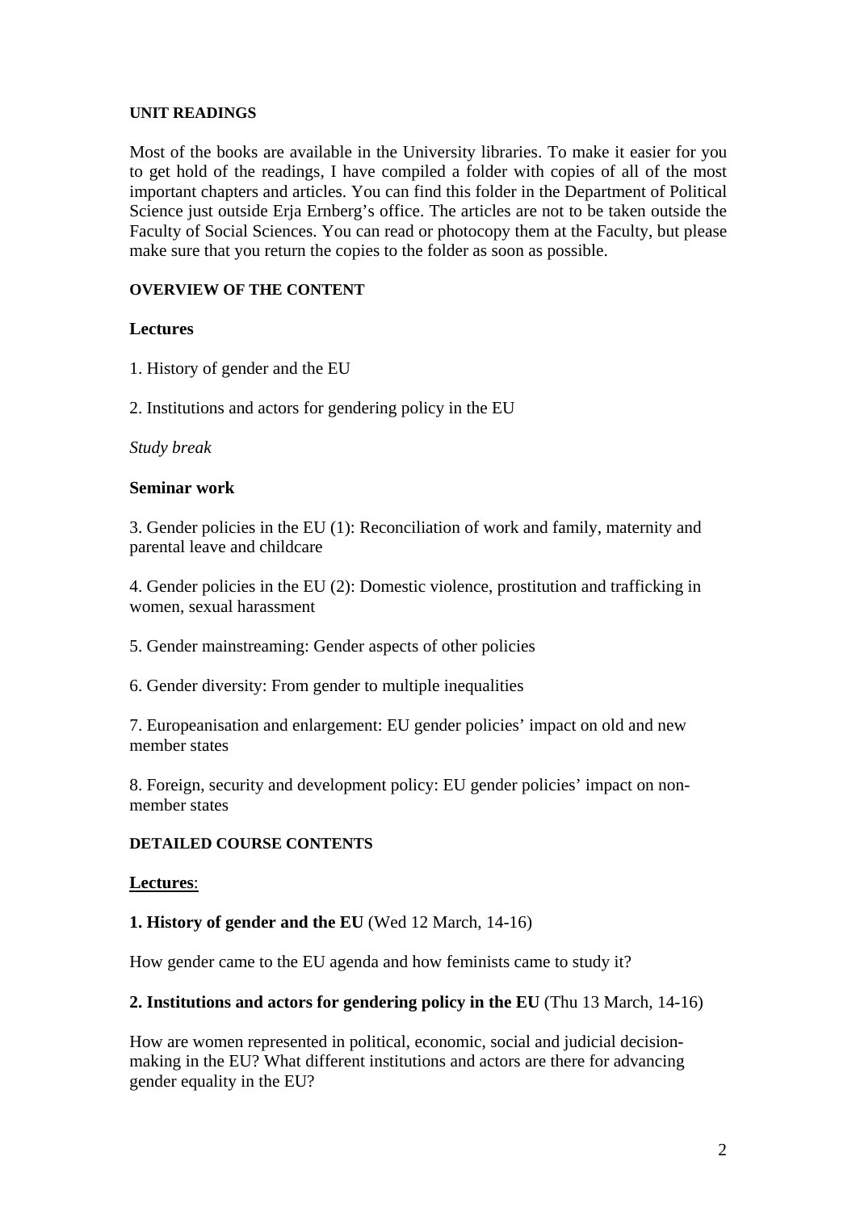**UNIT READINGS**

Most of the books are available in the University libraries. To make it easier for you to get hold of the readings, I have compiled a folder with copies of all of the most important chapters and articles. You can find this folder in the Department of Political Science just outside Erja Ernberg's office. The articles are not to be taken outside the Faculty of Social Sciences. You can read or photocopy them at the Faculty, but please make sure that you return the copies to the folder as soon as possible.

**OVERVIEW OF THE CONTENT**

**Lectures**

1. History of gender and the EU

2. Institutions and actors for gendering policy in the EU

*Study break*

**Seminar work**

3. Gender policies in the EU (1): Reconciliation of work and family, maternity and parental leave and childcare

4. Gender policies in the EU (2): Domestic violence, prostitution and trafficking in women, sexual harassment

5. Gender mainstreaming: Gender aspects of other policies

6. Gender diversity: From gender to multiple inequalities

7. Europeanisation and enlargement: EU gender policies' impact on old and new member states

8. Foreign, security and development policy: EU gender policies' impact on non-member states

**DETAILED COURSE CONTENTS**

**Lectures**:

**1. History of gender and the EU** (Wed 12 March, 14-16)

How gender came to the EU agenda and how feminists came to study it?

**2. Institutions and actors for gendering policy in the EU** (Thu 13 March, 14-16)

How are women represented in political, economic, social and judicial decision-making in the EU? What different institutions and actors are there for advancing gender equality in the EU?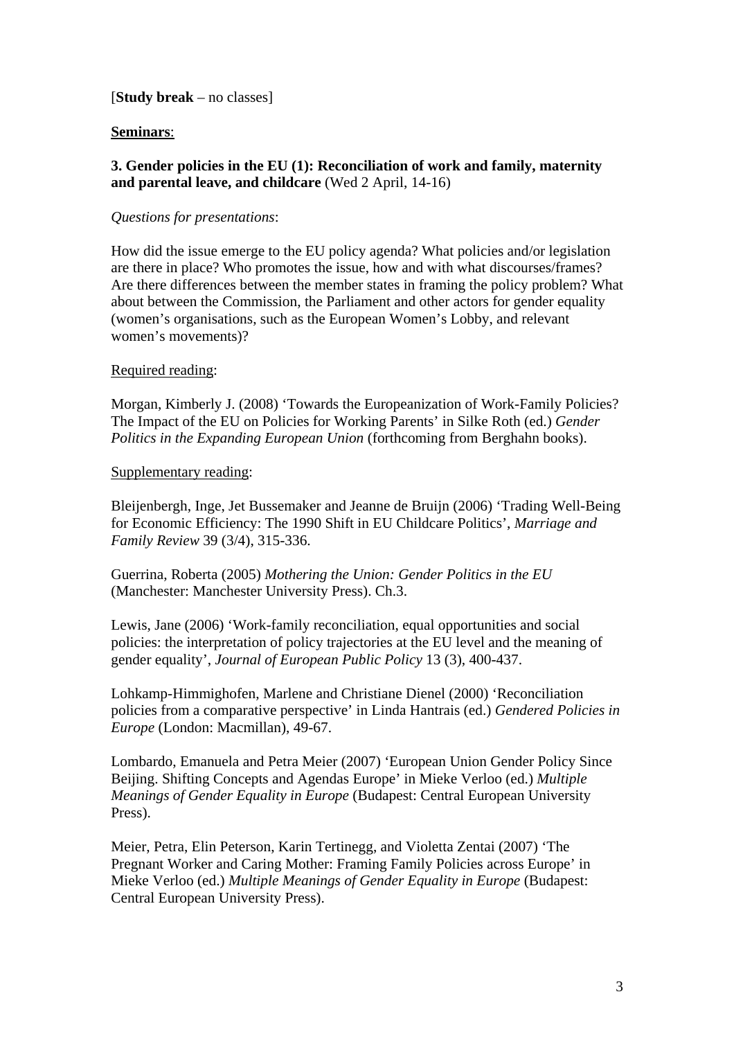[**Study break** – no classes]

**Seminars**:

**3. Gender policies in the EU (1): Reconciliation of work and family, maternity and parental leave, and childcare** (Wed 2 April, 14-16)

*Questions for presentations*:

How did the issue emerge to the EU policy agenda? What policies and/or legislation are there in place? Who promotes the issue, how and with what discourses/frames? Are there differences between the member states in framing the policy problem? What about between the Commission, the Parliament and other actors for gender equality (women's organisations, such as the European Women's Lobby, and relevant women's movements)?

Required reading:

Morgan, Kimberly J. (2008) 'Towards the Europeanization of Work-Family Policies? The Impact of the EU on Policies for Working Parents' in Silke Roth (ed.) *Gender Politics in the Expanding European Union* (forthcoming from Berghahn books).

Supplementary reading:

Bleijenbergh, Inge, Jet Bussemaker and Jeanne de Bruijn (2006) 'Trading Well-Being for Economic Efficiency: The 1990 Shift in EU Childcare Politics', *Marriage and Family Review* 39 (3/4), 315-336.

Guerrina, Roberta (2005) *Mothering the Union: Gender Politics in the EU* (Manchester: Manchester University Press). Ch.3.

Lewis, Jane (2006) 'Work-family reconciliation, equal opportunities and social policies: the interpretation of policy trajectories at the EU level and the meaning of gender equality', *Journal of European Public Policy* 13 (3), 400-437.

Lohkamp-Himmighofen, Marlene and Christiane Dienel (2000) 'Reconciliation policies from a comparative perspective' in Linda Hantrais (ed.) *Gendered Policies in Europe* (London: Macmillan), 49-67.

Lombardo, Emanuela and Petra Meier (2007) 'European Union Gender Policy Since Beijing. Shifting Concepts and Agendas Europe' in Mieke Verloo (ed.) *Multiple Meanings of Gender Equality in Europe* (Budapest: Central European University Press).

Meier, Petra, Elin Peterson, Karin Tertinegg, and Violetta Zentai (2007) 'The Pregnant Worker and Caring Mother: Framing Family Policies across Europe' in Mieke Verloo (ed.) *Multiple Meanings of Gender Equality in Europe* (Budapest: Central European University Press).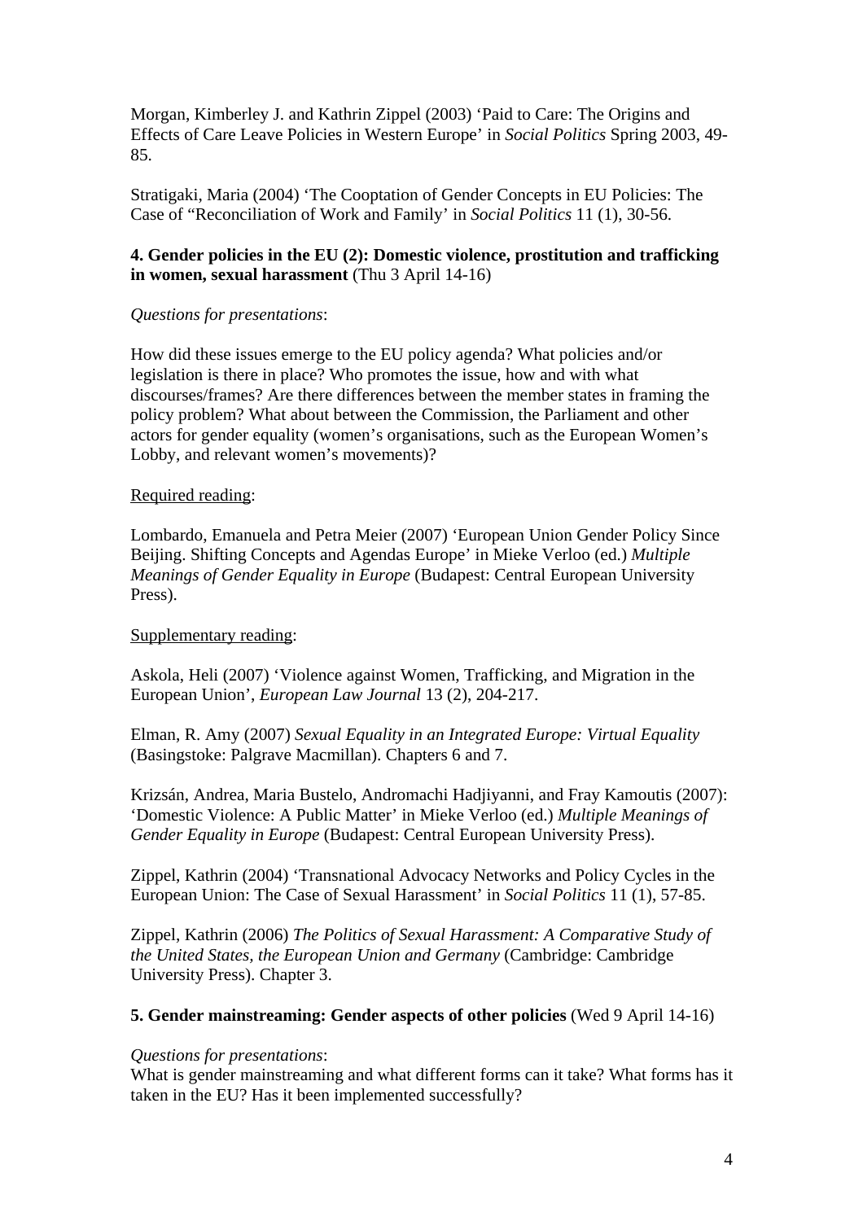Morgan, Kimberley J. and Kathrin Zippel (2003) 'Paid to Care: The Origins and Effects of Care Leave Policies in Western Europe' in *Social Politics* Spring 2003, 49-85.

Stratigaki, Maria (2004) 'The Cooptation of Gender Concepts in EU Policies: The Case of "Reconciliation of Work and Family' in *Social Politics* 11 (1), 30-56.

**4. Gender policies in the EU (2): Domestic violence, prostitution and trafficking in women, sexual harassment** (Thu 3 April 14-16)

*Questions for presentations*:

How did these issues emerge to the EU policy agenda? What policies and/or legislation is there in place? Who promotes the issue, how and with what discourses/frames? Are there differences between the member states in framing the policy problem? What about between the Commission, the Parliament and other actors for gender equality (women's organisations, such as the European Women's Lobby, and relevant women's movements)?

<u>Required reading</u>:

Lombardo, Emanuela and Petra Meier (2007) 'European Union Gender Policy Since Beijing. Shifting Concepts and Agendas Europe' in Mieke Verloo (ed.) *Multiple Meanings of Gender Equality in Europe* (Budapest: Central European University Press).

<u>Supplementary reading</u>:

Askola, Heli (2007) 'Violence against Women, Trafficking, and Migration in the European Union', *European Law Journal* 13 (2), 204-217.

Elman, R. Amy (2007) *Sexual Equality in an Integrated Europe: Virtual Equality* (Basingstoke: Palgrave Macmillan). Chapters 6 and 7.

Krizsán, Andrea, Maria Bustelo, Andromachi Hadjiyanni, and Fray Kamoutis (2007): 'Domestic Violence: A Public Matter' in Mieke Verloo (ed.) *Multiple Meanings of Gender Equality in Europe* (Budapest: Central European University Press).

Zippel, Kathrin (2004) 'Transnational Advocacy Networks and Policy Cycles in the European Union: The Case of Sexual Harassment' in *Social Politics* 11 (1), 57-85.

Zippel, Kathrin (2006) *The Politics of Sexual Harassment: A Comparative Study of the United States, the European Union and Germany* (Cambridge: Cambridge University Press). Chapter 3.

**5. Gender mainstreaming: Gender aspects of other policies** (Wed 9 April 14-16)

*Questions for presentations*:
What is gender mainstreaming and what different forms can it take? What forms has it taken in the EU? Has it been implemented successfully?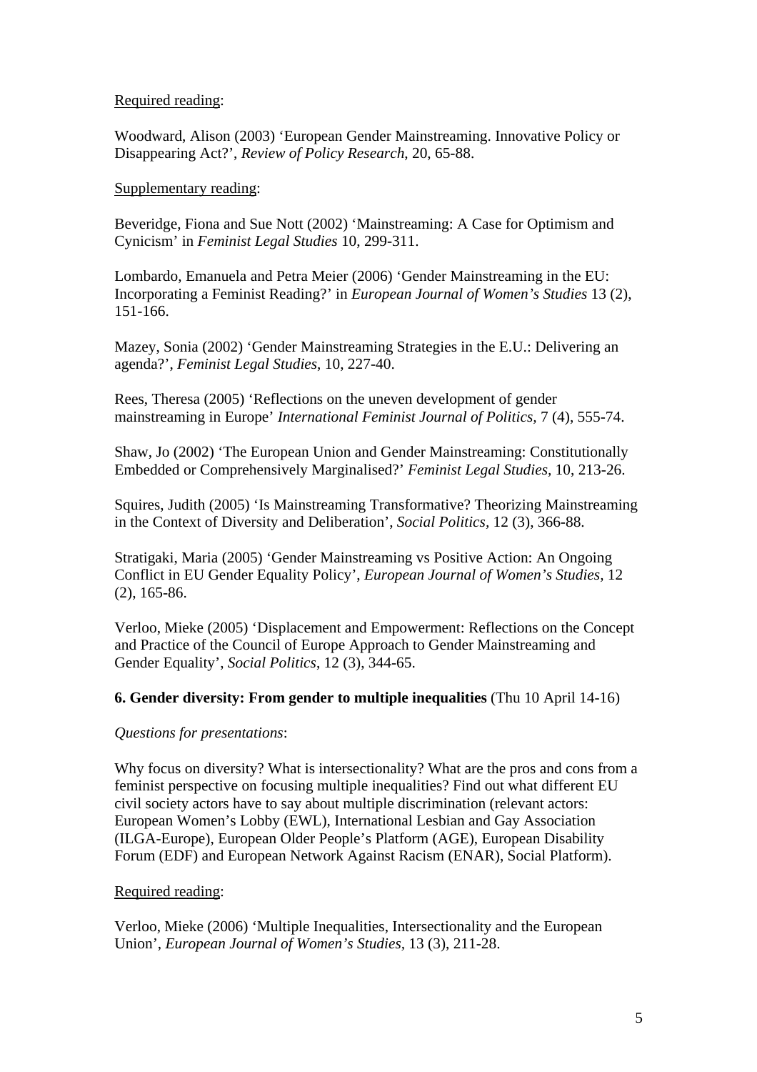Required reading:

Woodward, Alison (2003) 'European Gender Mainstreaming. Innovative Policy or Disappearing Act?', *Review of Policy Research*, 20, 65-88.

Supplementary reading:

Beveridge, Fiona and Sue Nott (2002) 'Mainstreaming: A Case for Optimism and Cynicism' in *Feminist Legal Studies* 10, 299-311.

Lombardo, Emanuela and Petra Meier (2006) 'Gender Mainstreaming in the EU: Incorporating a Feminist Reading?' in *European Journal of Women's Studies* 13 (2), 151-166.

Mazey, Sonia (2002) 'Gender Mainstreaming Strategies in the E.U.: Delivering an agenda?', *Feminist Legal Studies*, 10, 227-40.

Rees, Theresa (2005) 'Reflections on the uneven development of gender mainstreaming in Europe' *International Feminist Journal of Politics*, 7 (4), 555-74.

Shaw, Jo (2002) 'The European Union and Gender Mainstreaming: Constitutionally Embedded or Comprehensively Marginalised?' *Feminist Legal Studies*, 10, 213-26.

Squires, Judith (2005) 'Is Mainstreaming Transformative? Theorizing Mainstreaming in the Context of Diversity and Deliberation', *Social Politics*, 12 (3), 366-88.

Stratigaki, Maria (2005) 'Gender Mainstreaming vs Positive Action: An Ongoing Conflict in EU Gender Equality Policy', *European Journal of Women's Studies*, 12 (2), 165-86.

Verloo, Mieke (2005) 'Displacement and Empowerment: Reflections on the Concept and Practice of the Council of Europe Approach to Gender Mainstreaming and Gender Equality', *Social Politics*, 12 (3), 344-65.

**6. Gender diversity: From gender to multiple inequalities** (Thu 10 April 14-16)

*Questions for presentations*:

Why focus on diversity? What is intersectionality? What are the pros and cons from a feminist perspective on focusing multiple inequalities? Find out what different EU civil society actors have to say about multiple discrimination (relevant actors: European Women's Lobby (EWL), International Lesbian and Gay Association (ILGA-Europe), European Older People's Platform (AGE), European Disability Forum (EDF) and European Network Against Racism (ENAR), Social Platform).

Required reading:

Verloo, Mieke (2006) 'Multiple Inequalities, Intersectionality and the European Union', *European Journal of Women's Studies*, 13 (3), 211-28.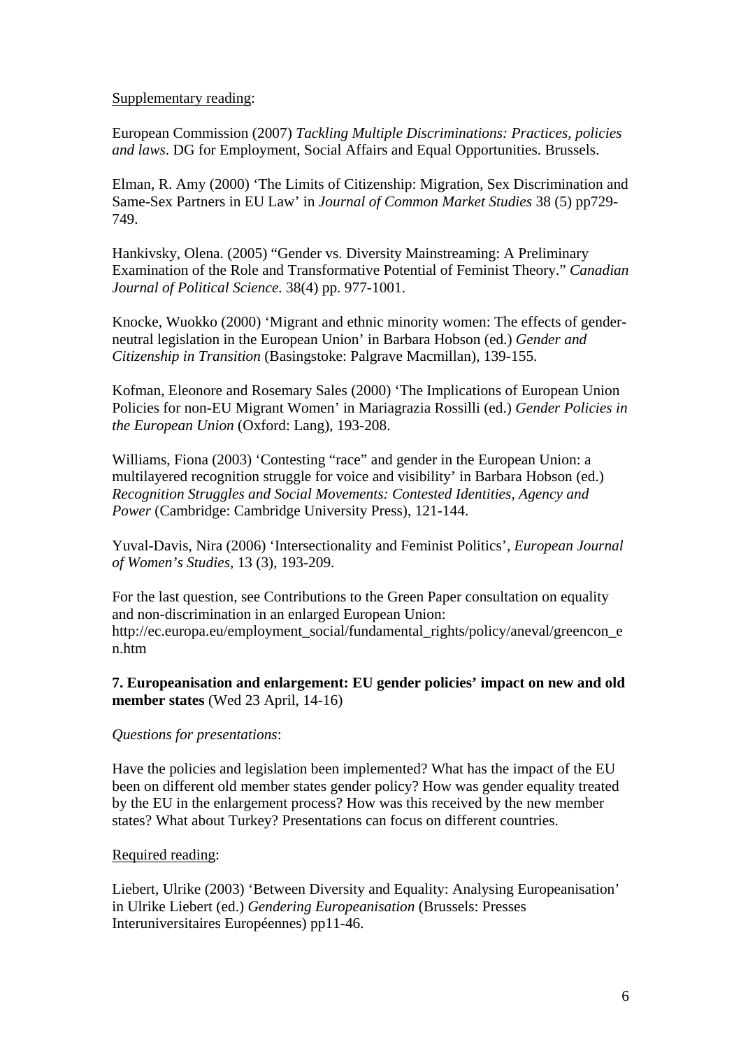<u>Supplementary reading</u>:

European Commission (2007) *Tackling Multiple Discriminations: Practices, policies and laws*. DG for Employment, Social Affairs and Equal Opportunities. Brussels.

Elman, R. Amy (2000) 'The Limits of Citizenship: Migration, Sex Discrimination and Same-Sex Partners in EU Law' in *Journal of Common Market Studies* 38 (5) pp729-749.

Hankivsky, Olena. (2005) "Gender vs. Diversity Mainstreaming: A Preliminary Examination of the Role and Transformative Potential of Feminist Theory." *Canadian Journal of Political Science*. 38(4) pp. 977-1001.

Knocke, Wuokko (2000) 'Migrant and ethnic minority women: The effects of gender-neutral legislation in the European Union' in Barbara Hobson (ed.) *Gender and Citizenship in Transition* (Basingstoke: Palgrave Macmillan), 139-155.

Kofman, Eleonore and Rosemary Sales (2000) 'The Implications of European Union Policies for non-EU Migrant Women' in Mariagrazia Rossilli (ed.) *Gender Policies in the European Union* (Oxford: Lang), 193-208.

Williams, Fiona (2003) 'Contesting "race" and gender in the European Union: a multilayered recognition struggle for voice and visibility' in Barbara Hobson (ed.) *Recognition Struggles and Social Movements: Contested Identities, Agency and Power* (Cambridge: Cambridge University Press), 121-144.

Yuval-Davis, Nira (2006) 'Intersectionality and Feminist Politics', *European Journal of Women's Studies*, 13 (3), 193-209.

For the last question, see Contributions to the Green Paper consultation on equality and non-discrimination in an enlarged European Union: http://ec.europa.eu/employment_social/fundamental_rights/policy/aneval/greencon_en.htm

**7. Europeanisation and enlargement: EU gender policies' impact on new and old member states** (Wed 23 April, 14-16)

*Questions for presentations*:

Have the policies and legislation been implemented? What has the impact of the EU been on different old member states gender policy? How was gender equality treated by the EU in the enlargement process? How was this received by the new member states? What about Turkey? Presentations can focus on different countries.

<u>Required reading</u>:

Liebert, Ulrike (2003) 'Between Diversity and Equality: Analysing Europeanisation' in Ulrike Liebert (ed.) *Gendering Europeanisation* (Brussels: Presses Interuniversitaires Européennes) pp11-46.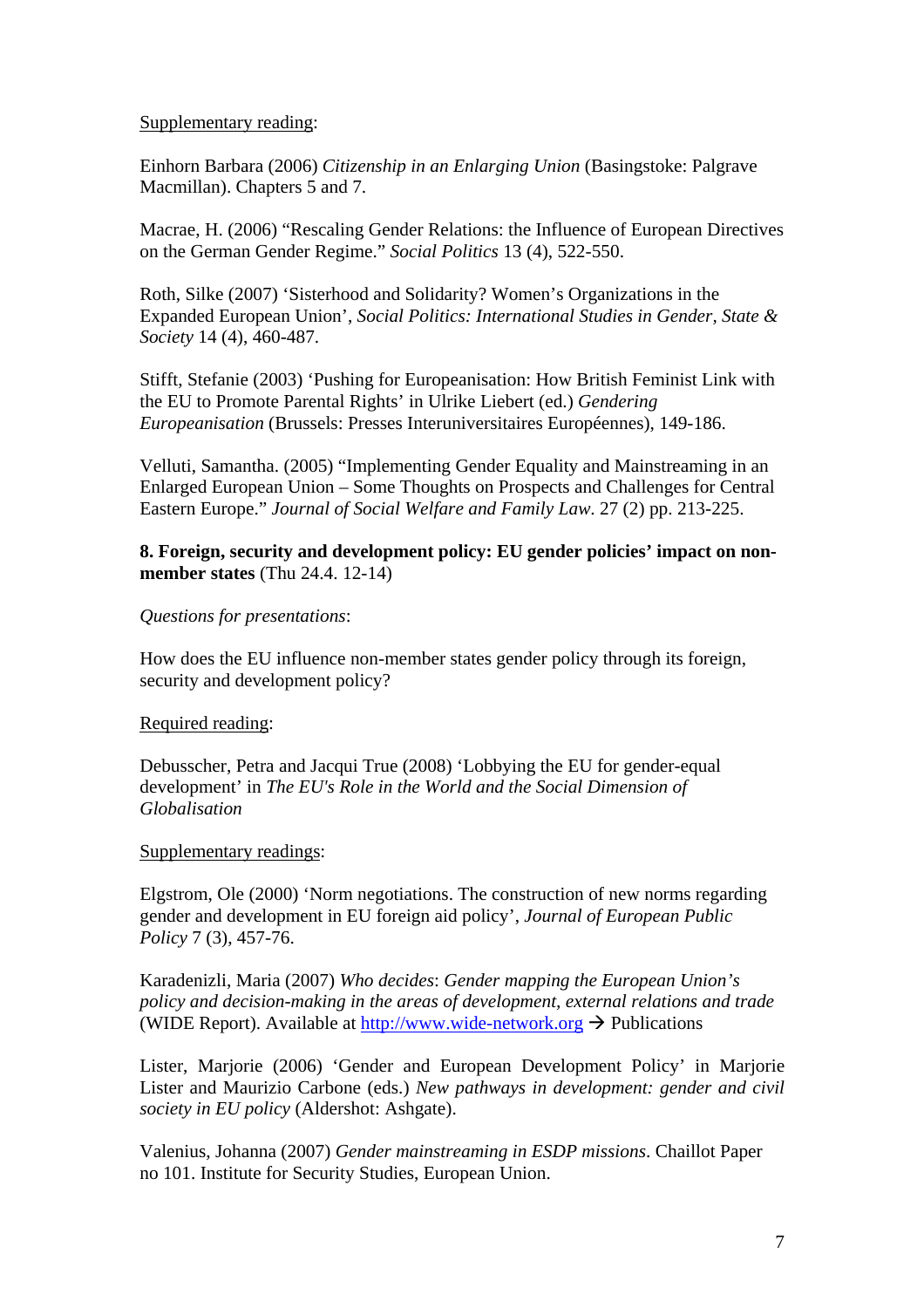Supplementary reading:

Einhorn Barbara (2006) *Citizenship in an Enlarging Union* (Basingstoke: Palgrave Macmillan). Chapters 5 and 7.

Macrae, H. (2006) "Rescaling Gender Relations: the Influence of European Directives on the German Gender Regime." *Social Politics* 13 (4), 522-550.

Roth, Silke (2007) 'Sisterhood and Solidarity? Women's Organizations in the Expanded European Union', *Social Politics: International Studies in Gender, State & Society* 14 (4), 460-487.

Stifft, Stefanie (2003) 'Pushing for Europeanisation: How British Feminist Link with the EU to Promote Parental Rights' in Ulrike Liebert (ed.) *Gendering Europeanisation* (Brussels: Presses Interuniversitaires Européennes), 149-186.

Velluti, Samantha. (2005) "Implementing Gender Equality and Mainstreaming in an Enlarged European Union – Some Thoughts on Prospects and Challenges for Central Eastern Europe." *Journal of Social Welfare and Family Law*. 27 (2) pp. 213-225.

**8. Foreign, security and development policy: EU gender policies' impact on non-member states** (Thu 24.4. 12-14)

*Questions for presentations*:

How does the EU influence non-member states gender policy through its foreign, security and development policy?

Required reading:

Debusscher, Petra and Jacqui True (2008) 'Lobbying the EU for gender-equal development' in *The EU's Role in the World and the Social Dimension of Globalisation*

Supplementary readings:

Elgstrom, Ole (2000) 'Norm negotiations. The construction of new norms regarding gender and development in EU foreign aid policy', *Journal of European Public Policy* 7 (3), 457-76.

Karadenizli, Maria (2007) *Who decides*: *Gender mapping the European Union's policy and decision-making in the areas of development, external relations and trade* (WIDE Report). Available at http://www.wide-network.org → Publications

Lister, Marjorie (2006) 'Gender and European Development Policy' in Marjorie Lister and Maurizio Carbone (eds.) *New pathways in development: gender and civil society in EU policy* (Aldershot: Ashgate).

Valenius, Johanna (2007) *Gender mainstreaming in ESDP missions*. Chaillot Paper no 101. Institute for Security Studies, European Union.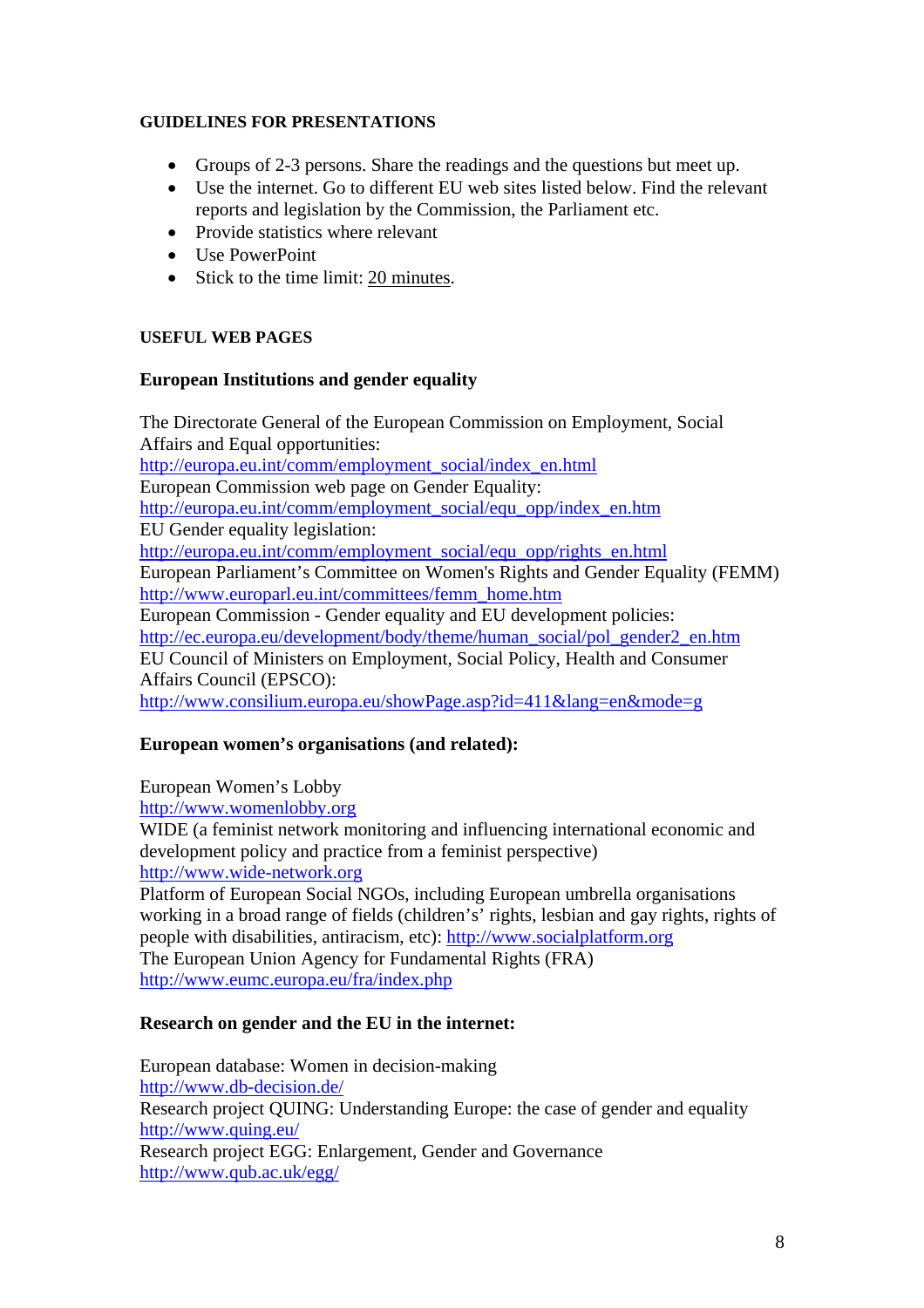**GUIDELINES FOR PRESENTATIONS**

- Groups of 2-3 persons. Share the readings and the questions but meet up.
- Use the internet. Go to different EU web sites listed below. Find the relevant reports and legislation by the Commission, the Parliament etc.
- Provide statistics where relevant
- Use PowerPoint
- Stick to the time limit: 20 minutes.

**USEFUL WEB PAGES**

**European Institutions and gender equality**

The Directorate General of the European Commission on Employment, Social Affairs and Equal opportunities:
http://europa.eu.int/comm/employment_social/index_en.html
European Commission web page on Gender Equality:
http://europa.eu.int/comm/employment_social/equ_opp/index_en.htm
EU Gender equality legislation:
http://europa.eu.int/comm/employment_social/equ_opp/rights_en.html
European Parliament's Committee on Women's Rights and Gender Equality (FEMM)
http://www.europarl.eu.int/committees/femm_home.htm
European Commission - Gender equality and EU development policies:
http://ec.europa.eu/development/body/theme/human_social/pol_gender2_en.htm
EU Council of Ministers on Employment, Social Policy, Health and Consumer Affairs Council (EPSCO):
http://www.consilium.europa.eu/showPage.asp?id=411&lang=en&mode=g

**European women's organisations (and related):**

European Women's Lobby
http://www.womenlobby.org
WIDE (a feminist network monitoring and influencing international economic and development policy and practice from a feminist perspective)
http://www.wide-network.org
Platform of European Social NGOs, including European umbrella organisations working in a broad range of fields (children's' rights, lesbian and gay rights, rights of people with disabilities, antiracism, etc): http://www.socialplatform.org
The European Union Agency for Fundamental Rights (FRA)
http://www.eumc.europa.eu/fra/index.php

**Research on gender and the EU in the internet:**

European database: Women in decision-making
http://www.db-decision.de/
Research project QUING: Understanding Europe: the case of gender and equality
http://www.quing.eu/
Research project EGG: Enlargement, Gender and Governance
http://www.qub.ac.uk/egg/